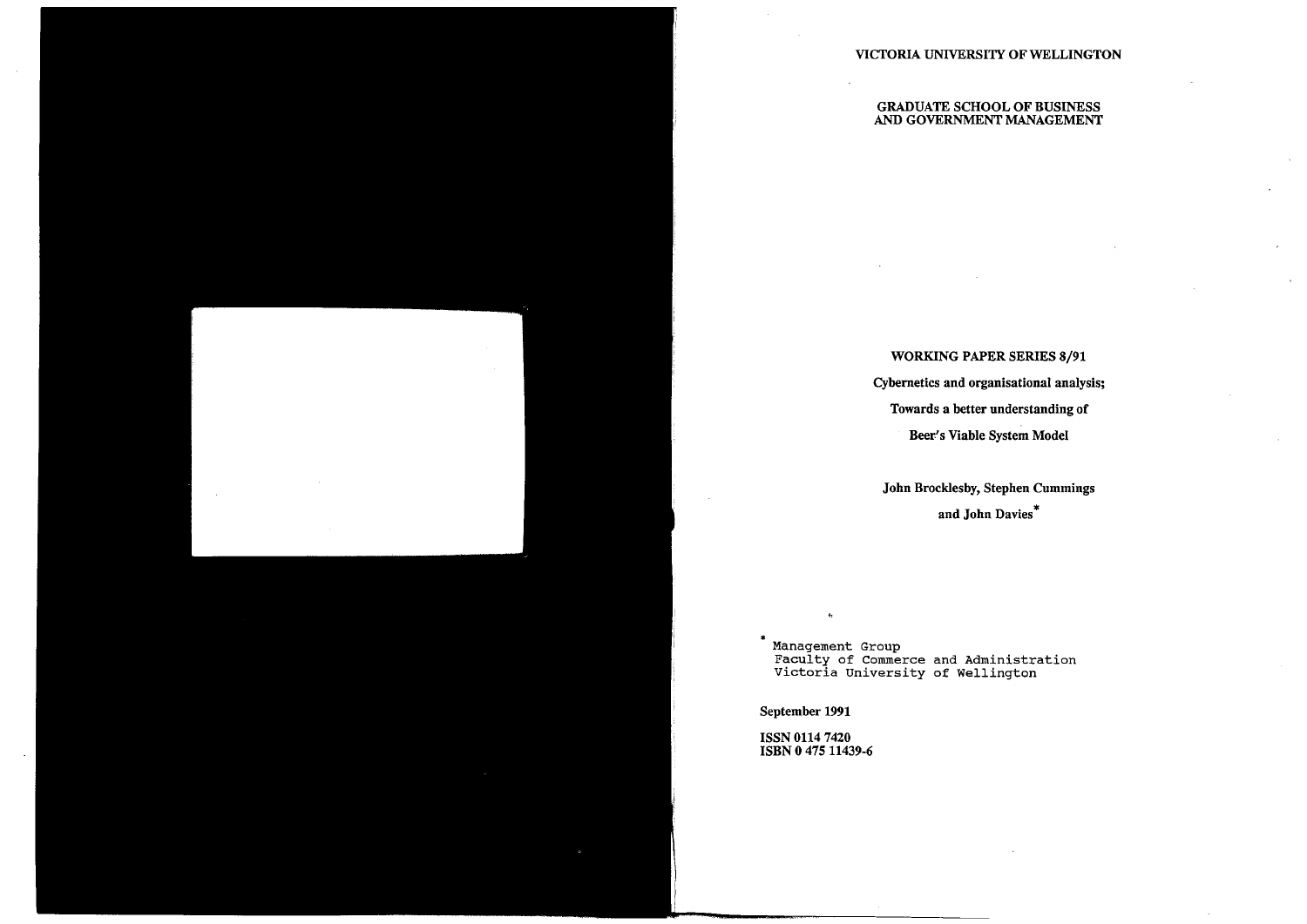VICTORIA UNIVERSITY OF WELLINGTON

GRADUATE SCHOOL OF BUSINESS AND GOVERNMENT MANAGEMENT

# WORKING PAPER SERIES 8/91

## Cybernetics and organisational analysis; Towards a better understanding of Beer's Viable System Model

John Brocklesby, Stephen Cummings and John Davies*

\* Management Group
Faculty of Commerce and Administration
Victoria University of Wellington

September 1991

ISSN 0114 7420
ISBN 0 475 11439-6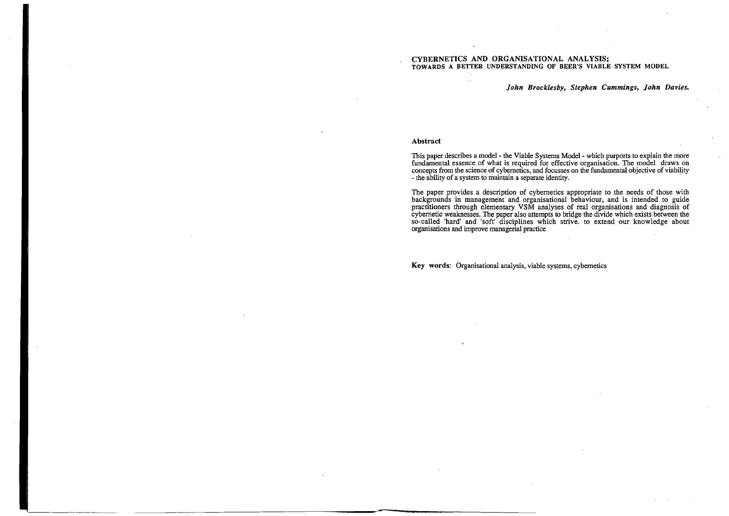# CYBERNETICS AND ORGANISATIONAL ANALYSIS;
## TOWARDS A BETTER UNDERSTANDING OF BEER'S VIABLE SYSTEM MODEL

***John Brocklesby, Stephen Cummings, John Davies.***

### Abstract

This paper describes a model - the Viable Systems Model - which purports to explain the more fundamental essence of what is required for effective organisation. The model draws on concepts from the science of cybernetics, and focusses on the fundamental objective of viability - the ability of a system to maintain a separate identity.

The paper provides a description of cybernetics appropriate to the needs of those with backgrounds in management and organisational behaviour, and is intended to guide practitioners through elementary VSM analyses of real organisations and diagnosis of cybernetic weaknesses. The paper also attempts to bridge the divide which exists between the so-called 'hard' and 'soft' disciplines which strive. to extend our knowledge about organisations and improve managerial practice

**Key words:** Organisational analysis, viable systems, cybernetics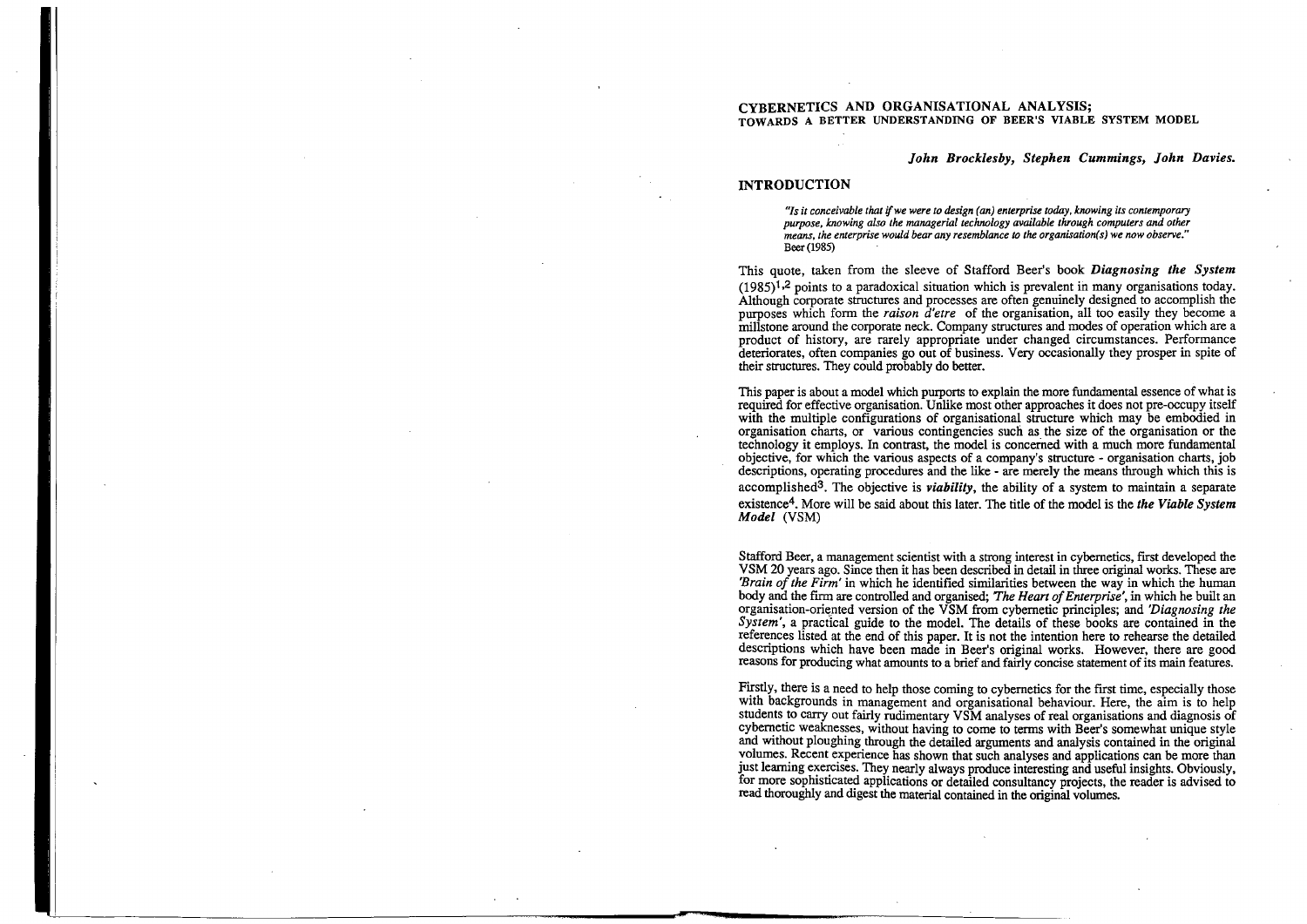# CYBERNETICS AND ORGANISATIONAL ANALYSIS; TOWARDS A BETTER UNDERSTANDING OF BEER'S VIABLE SYSTEM MODEL

***John Brocklesby, Stephen Cummings, John Davies.***

## INTRODUCTION

> *"Is it conceivable that if we were to design (an) enterprise today, knowing its contemporary purpose, knowing also the managerial technology available through computers and other means, the enterprise would bear any resemblance to the organisation(s) we now observe."*
> Beer (1985)

This quote, taken from the sleeve of Stafford Beer's book ***Diagnosing the System*** (1985)[1,2] points to a paradoxical situation which is prevalent in many organisations today. Although corporate structures and processes are often genuinely designed to accomplish the purposes which form the *raison d'etre* of the organisation, all too easily they become a millstone around the corporate neck. Company structures and modes of operation which are a product of history, are rarely appropriate under changed circumstances. Performance deteriorates, often companies go out of business. Very occasionally they prosper in spite of their structures. They could probably do better.

This paper is about a model which purports to explain the more fundamental essence of what is required for effective organisation. Unlike most other approaches it does not pre-occupy itself with the multiple configurations of organisational structure which may be embodied in organisation charts, or various contingencies such as the size of the organisation or the technology it employs. In contrast, the model is concerned with a much more fundamental objective, for which the various aspects of a company's structure - organisation charts, job descriptions, operating procedures and the like - are merely the means through which this is accomplished[3]. The objective is ***viability***, the ability of a system to maintain a separate existence[4]. More will be said about this later. The title of the model is the ***the Viable System Model*** (VSM)

Stafford Beer, a management scientist with a strong interest in cybernetics, first developed the VSM 20 years ago. Since then it has been described in detail in three original works. These are *'Brain of the Firm'* in which he identified similarities between the way in which the human body and the firm are controlled and organised; *'The Heart of Enterprise'*, in which he built an organisation-oriented version of the VSM from cybernetic principles; and *'Diagnosing the System'*, a practical guide to the model. The details of these books are contained in the references listed at the end of this paper. It is not the intention here to rehearse the detailed descriptions which have been made in Beer's original works. However, there are good reasons for producing what amounts to a brief and fairly concise statement of its main features.

Firstly, there is a need to help those coming to cybernetics for the first time, especially those with backgrounds in management and organisational behaviour. Here, the aim is to help students to carry out fairly rudimentary VSM analyses of real organisations and diagnosis of cybernetic weaknesses, without having to come to terms with Beer's somewhat unique style and without ploughing through the detailed arguments and analysis contained in the original volumes. Recent experience has shown that such analyses and applications can be more than just learning exercises. They nearly always produce interesting and useful insights. Obviously, for more sophisticated applications or detailed consultancy projects, the reader is advised to read thoroughly and digest the material contained in the original volumes.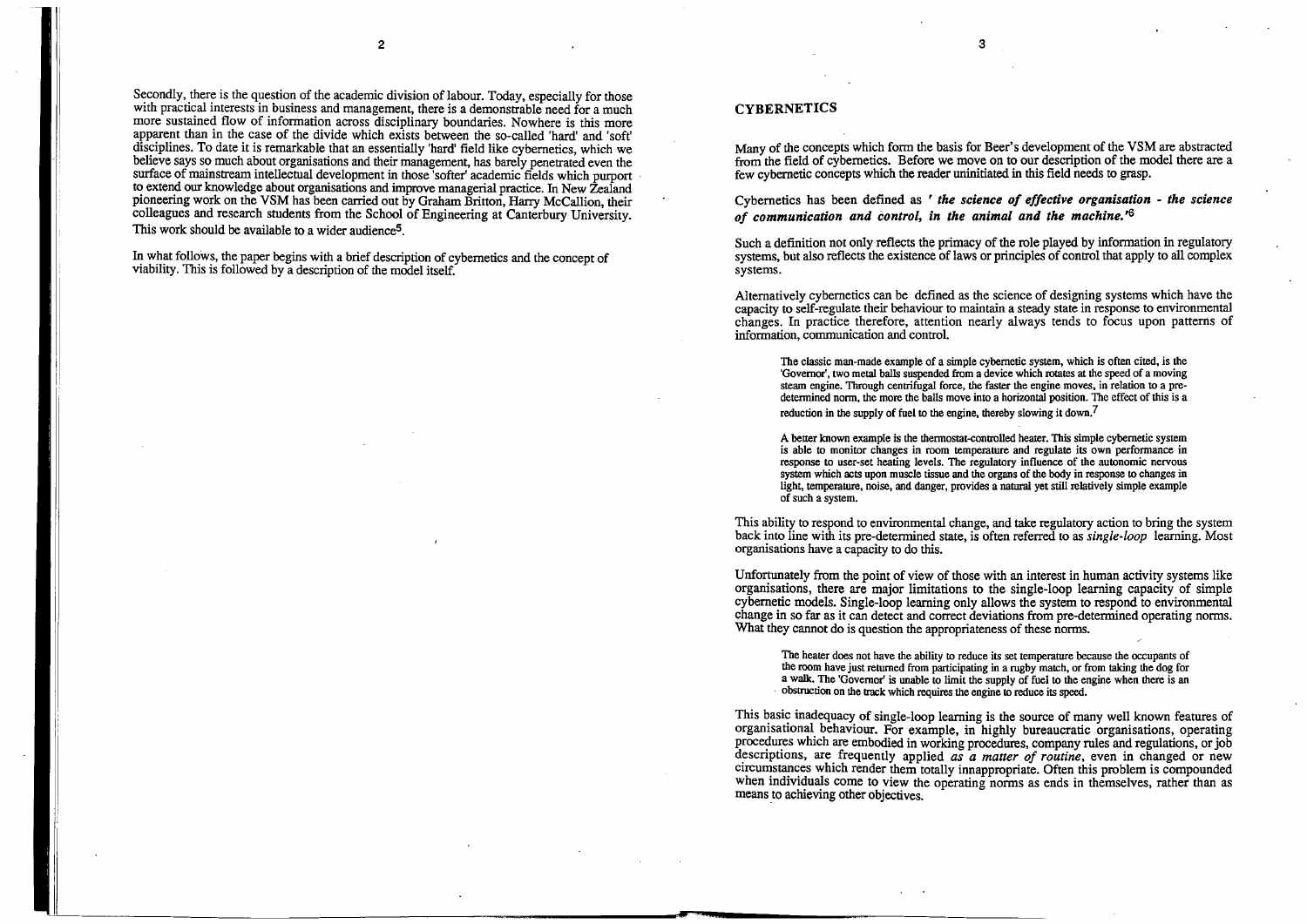Secondly, there is the question of the academic division of labour. Today, especially for those with practical interests in business and management, there is a demonstrable need for a much more sustained flow of information across disciplinary boundaries. Nowhere is this more apparent than in the case of the divide which exists between the so-called 'hard' and 'soft' disciplines. To date it is remarkable that an essentially 'hard' field like cybernetics, which we believe says so much about organisations and their management, has barely penetrated even the surface of mainstream intellectual development in those 'softer' academic fields which purport to extend our knowledge about organisations and improve managerial practice. In New Zealand pioneering work on the VSM has been carried out by Graham Britton, Harry McCallion, their colleagues and research students from the School of Engineering at Canterbury University. This work should be available to a wider audience[5].

In what follows, the paper begins with a brief description of cybernetics and the concept of viability. This is followed by a description of the model itself.

## CYBERNETICS

Many of the concepts which form the basis for Beer's development of the VSM are abstracted from the field of cybernetics. Before we move on to our description of the model there are a few cybernetic concepts which the reader uninitiated in this field needs to grasp.

Cybernetics has been defined as ***' the science of effective organisation - the science of communication and control, in the animal and the machine.'***[6]

Such a definition not only reflects the primacy of the role played by information in regulatory systems, but also reflects the existence of laws or principles of control that apply to all complex systems.

Alternatively cybernetics can be defined as the science of designing systems which have the capacity to self-regulate their behaviour to maintain a steady state in response to environmental changes. In practice therefore, attention nearly always tends to focus upon patterns of information, communication and control.

> The classic man-made example of a simple cybernetic system, which is often cited, is the 'Governor', two metal balls suspended from a device which rotates at the speed of a moving steam engine. Through centrifugal force, the faster the engine moves, in relation to a pre-determined norm, the more the balls move into a horizontal position. The effect of this is a reduction in the supply of fuel to the engine, thereby slowing it down.[7]

> A better known example is the thermostat-controlled heater. This simple cybernetic system is able to monitor changes in room temperature and regulate its own performance in response to user-set heating levels. The regulatory influence of the autonomic nervous system which acts upon muscle tissue and the organs of the body in response to changes in light, temperature, noise, and danger, provides a natural yet still relatively simple example of such a system.

This ability to respond to environmental change, and take regulatory action to bring the system back into line with its pre-determined state, is often referred to as *single-loop* learning. Most organisations have a capacity to do this.

Unfortunately from the point of view of those with an interest in human activity systems like organisations, there are major limitations to the single-loop learning capacity of simple cybernetic models. Single-loop learning only allows the system to respond to environmental change in so far as it can detect and correct deviations from pre-determined operating norms. What they cannot do is question the appropriateness of these norms.

> The heater does not have the ability to reduce its set temperature because the occupants of the room have just returned from participating in a rugby match, or from taking the dog for a walk. The 'Governor' is unable to limit the supply of fuel to the engine when there is an obstruction on the track which requires the engine to reduce its speed.

This basic inadequacy of single-loop learning is the source of many well known features of organisational behaviour. For example, in highly bureaucratic organisations, operating procedures which are embodied in working procedures, company rules and regulations, or job descriptions, are frequently applied *as a matter of routine*, even in changed or new circumstances which render them totally innappropriate. Often this problem is compounded when individuals come to view the operating norms as ends in themselves, rather than as means to achieving other objectives.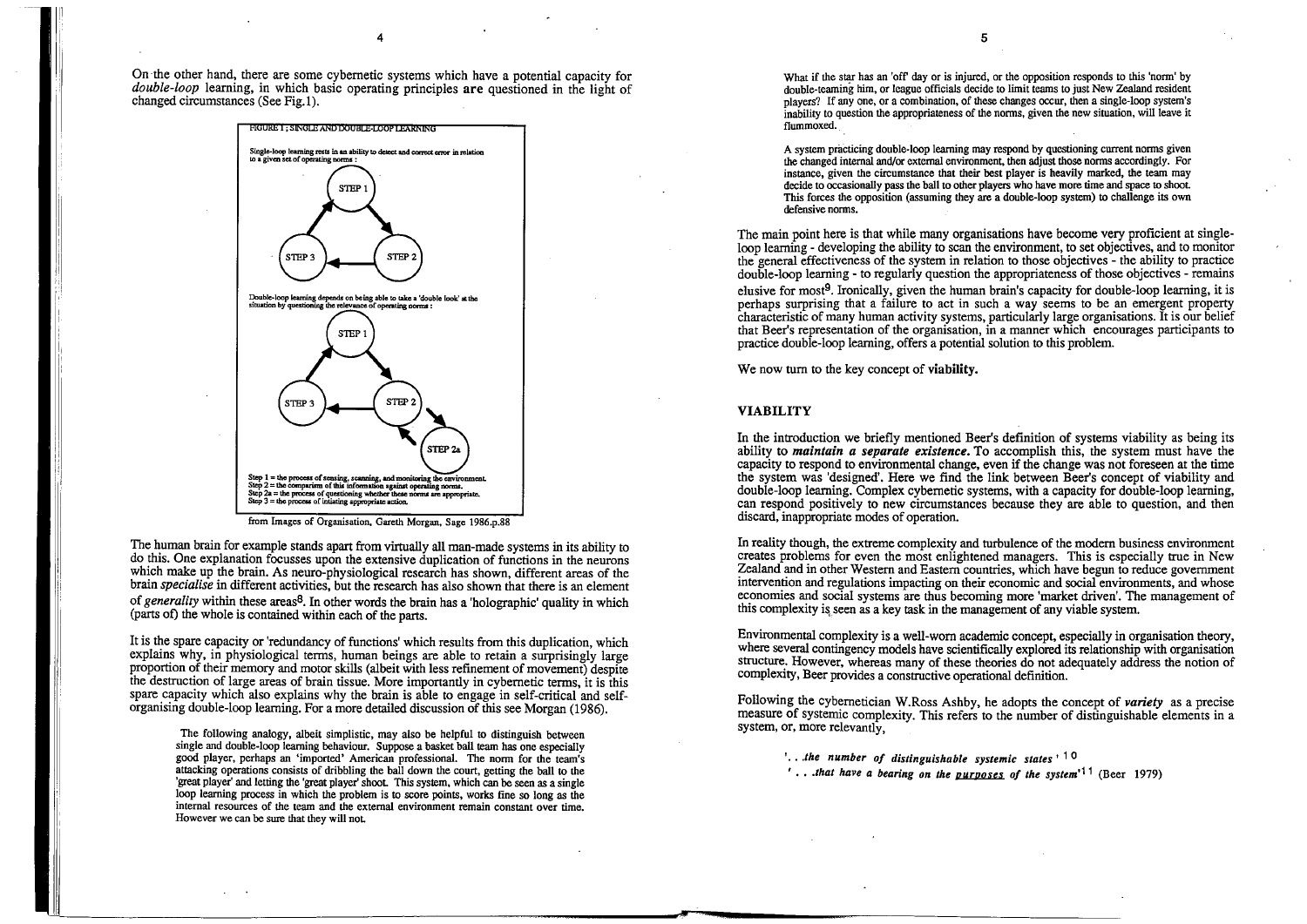On the other hand, there are some cybernetic systems which have a potential capacity for *double-loop* learning, in which basic operating principles are questioned in the light of changed circumstances (See Fig.1).

FIGURE 1: SINGLE AND DOUBLE-LOOP LEARNING

Single-loop learning rests in an ability to detect and correct error in relation to a given set of operating norms:

Double-loop learning depends on being able to take a 'double look' at the situation by questioning the relevance of operating norms:

Step 1 = the process of sensing, scanning, and monitoring the environment.
Step 2 = the comparison of this information against operating norms.
Step 2a = the process of questioning whether these norms are appropriate.
Step 3 = the process of initiating appropriate action.

from Images of Organisation, Gareth Morgan, Sage 1986.p.88

The human brain for example stands apart from virtually all man-made systems in its ability to do this. One explanation focusses upon the extensive duplication of functions in the neurons which make up the brain. As neuro-physiological research has shown, different areas of the brain *specialise* in different activities, but the research has also shown that there is an element of *generality* within these areas[8]. In other words the brain has a 'holographic' quality in which (parts of) the whole is contained within each of the parts.

It is the spare capacity or 'redundancy of functions' which results from this duplication, which explains why, in physiological terms, human beings are able to retain a surprisingly large proportion of their memory and motor skills (albeit with less refinement of movement) despite the destruction of large areas of brain tissue. More importantly in cybernetic terms, it is this spare capacity which also explains why the brain is able to engage in self-critical and self-organising double-loop learning. For a more detailed discussion of this see Morgan (1986).

> The following analogy, albeit simplistic, may also be helpful to distinguish between single and double-loop learning behaviour. Suppose a basket ball team has one especially good player, perhaps an 'imported' American professional. The norm for the team's attacking operations consists of dribbling the ball down the court, getting the ball to the 'great player' and letting the 'great player' shoot. This system, which can be seen as a single loop learning process in which the problem is to score points, works fine so long as the internal resources of the team and the external environment remain constant over time. However we can be sure that they will not.
>
> What if the star has an 'off' day or is injured, or the opposition responds to this 'norm' by double-teaming him, or league officials decide to limit teams to just New Zealand resident players? If any one, or a combination, of these changes occur, then a single-loop system's inability to question the appropriateness of the norms, given the new situation, will leave it flummoxed.
>
> A system practicing double-loop learning may respond by questioning current norms given the changed internal and/or external environment, then adjust those norms accordingly. For instance, given the circumstance that their best player is heavily marked, the team may decide to occasionally pass the ball to other players who have more time and space to shoot. This forces the opposition (assuming they are a double-loop system) to challenge its own defensive norms.

The main point here is that while many organisations have become very proficient at single-loop learning - developing the ability to scan the environment, to set objectives, and to monitor the general effectiveness of the system in relation to those objectives - the ability to practice double-loop learning - to regularly question the appropriateness of those objectives - remains elusive for most[9]. Ironically, given the human brain's capacity for double-loop learning, it is perhaps surprising that a failure to act in such a way seems to be an emergent property characteristic of many human activity systems, particularly large organisations. It is our belief that Beer's representation of the organisation, in a manner which encourages participants to practice double-loop learning, offers a potential solution to this problem.

We now turn to the key concept of **viability.**

## VIABILITY

In the introduction we briefly mentioned Beer's definition of systems viability as being its ability to ***maintain a separate existence.*** To accomplish this, the system must have the capacity to respond to environmental change, even if the change was not foreseen at the time the system was 'designed'. Here we find the link between Beer's concept of viability and double-loop learning. Complex cybernetic systems, with a capacity for double-loop learning, can respond positively to new circumstances because they are able to question, and then discard, inappropriate modes of operation.

In reality though, the extreme complexity and turbulence of the modern business environment creates problems for even the most enlightened managers. This is especially true in New Zealand and in other Western and Eastern countries, which have begun to reduce government intervention and regulations impacting on their economic and social environments, and whose economies and social systems are thus becoming more 'market driven'. The management of this complexity is seen as a key task in the management of any viable system.

Environmental complexity is a well-worn academic concept, especially in organisation theory, where several contingency models have scientifically explored its relationship with organisation structure. However, whereas many of these theories do not adequately address the notion of complexity, Beer provides a constructive operational definition.

Following the cybernetician W.Ross Ashby, he adopts the concept of ***variety*** as a precise measure of systemic complexity. This refers to the number of distinguishable elements in a system, or, more relevantly,

> '. . .*the number of distinguishable systemic states*'[10]
> '. . .*that have a bearing on the* *<u>purposes</u>* *of the system*'[11] (Beer 1979)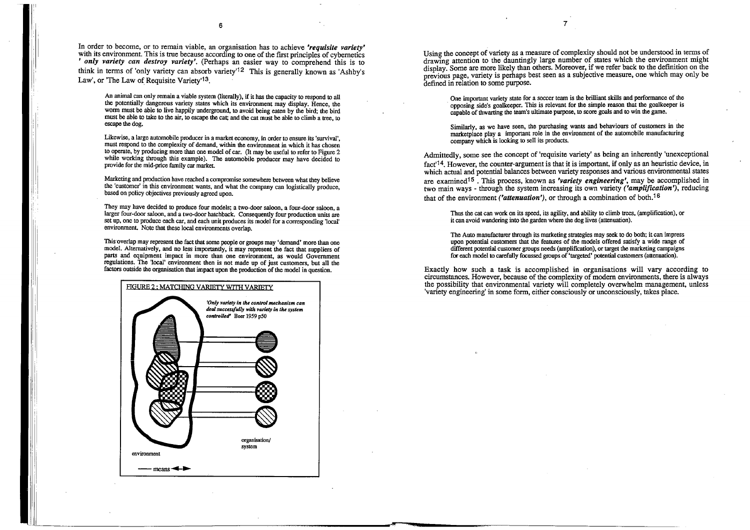In order to become, or to remain viable, an organisation has to achieve ***'requisite variety'*** with its environment. This is true because according to one of the first principles of cybernetics ***' only variety can destroy variety'***. (Perhaps an easier way to comprehend this is to think in terms of 'only variety can absorb variety'[12] This is generally known as 'Ashby's Law', or 'The Law of Requisite Variety'[13].

> An animal can only remain a viable system (literally), if it has the capacity to respond to all the potentially dangerous variety states which its environment may display. Hence, the worm must be able to live happily underground, to avoid being eaten by the bird; the bird must be able to take to the air, to escape the cat; and the cat must be able to climb a tree, to escape the dog.
>
> Likewise, a large automobile producer in a market economy, in order to ensure its 'survival', must respond to the complexity of demand, within the environment in which it has chosen to operate, by producing more than one model of car. (It may be useful to refer to Figure 2 while working through this example). The automobile producer may have decided to provide for the mid-price family car market.
>
> Marketing and production have reached a compromise somewhere between what they believe the 'customer' in this environment wants, and what the company can logistically produce, based on policy objectives previously agreed upon.
>
> They may have decided to produce four models; a two-door saloon, a four-door saloon, a larger four-door saloon, and a two-door hatchback. Consequently four production units are set up, one to produce each car, and each unit produces its model for a corresponding 'local' environment. Note that these local environments overlap.
>
> This overlap may represent the fact that some people or groups may 'demand' more than one model. Alternatively, and no less importantly, it may represent the fact that suppliers of parts and equipment impact in more than one environment, as would Government regulations. The 'local' environment then is not made up of just customers, but all the factors outside the organisation that impact upon the production of the model in question.

FIGURE 2 : MATCHING VARIETY WITH VARIETY

*'Only variety in the control mechanism can deal successfully with variety in the system controlled'* Beer 1959 p50

environment

organisation/ system

—— means ◄─►

Using the concept of variety as a measure of complexity should not be understood in terms of drawing attention to the dauntingly large number of states which the environment might display. Some are more likely than others. Moreover, if we refer back to the definition on the previous page, variety is perhaps best seen as a subjective measure, one which may only be defined in relation to some purpose.

> One important variety state for a soccer team is the brilliant skills and performance of the opposing side's goalkeeper. This is relevant for the simple reason that the goalkeeper is capable of thwarting the team's ultimate purpose, to score goals and to win the game.
>
> Similarly, as we have seen, the purchasing wants and behaviours of customers in the marketplace play a important role in the environment of the automobile manufacturing company which is looking to sell its products.

Admittedly, some see the concept of 'requisite variety' as being an inherently 'unexceptional fact'[14]. However, the counter-argument is that it is important, if only as an heuristic device, in which actual and potential balances between variety responses and various environmental states are examined[15] . This process, known as ***'variety engineering'***, may be accomplished in two main ways - through the system increasing its own variety ***('amplification')***, reducing that of the environment ***('attenuation')***, or through a combination of both.[16]

> Thus the cat can work on its speed, its agility, and ability to climb trees, (amplification), or it can avoid wandering into the garden where the dog lives (attenuation).
>
> The Auto manufacturer through its marketing strategies may seek to do both; it can impress upon potential customers that the features of the models offered satisfy a wide range of different potential customer groups needs (amplification), or target the marketing campaigns for each model to carefully focussed groups of 'targeted' potential customers (attenuation).

Exactly how such a task is accomplished in organisations will vary according to circumstances. However, because of the complexity of modern environments, there is always the possibility that environmental variety will completely overwhelm management, unless 'variety engineering' in some form, either consciously or unconsciously, takes place.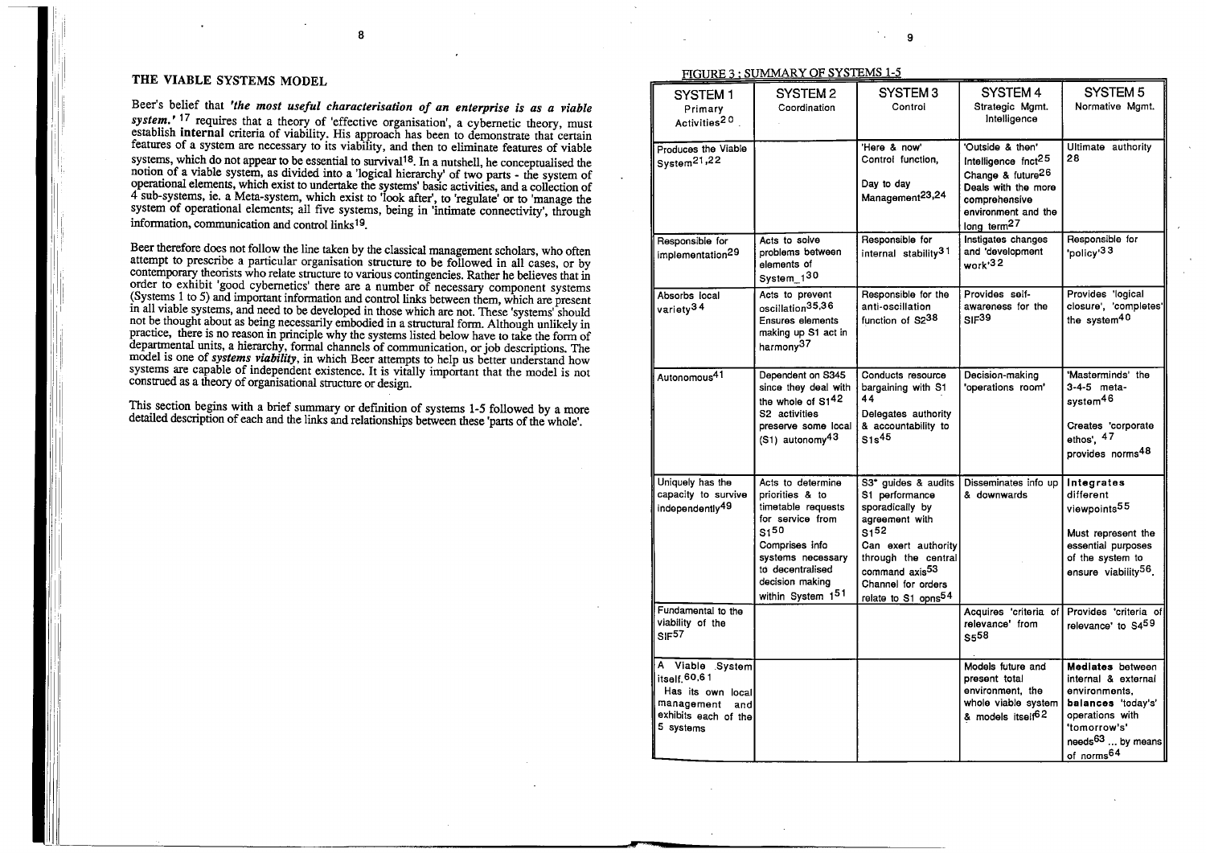## THE VIABLE SYSTEMS MODEL

Beer's belief that ***'the most useful characterisation of an enterprise is as a viable system.'*** [17] requires that a theory of 'effective organisation', a cybernetic theory, must establish **internal** criteria of viability. His approach has been to demonstrate that certain features of a system are necessary to its viability, and then to eliminate features of viable systems, which do not appear to be essential to survival[18]. In a nutshell, he conceptualised the notion of a viable system, as divided into a 'logical hierarchy' of two parts - the system of operational elements, which exist to undertake the systems' basic activities, and a collection of 4 sub-systems, ie. a Meta-system, which exist to 'look after', to 'regulate' or to 'manage the system of operational elements; all five systems, being in 'intimate connectivity', through information, communication and control links[19].

Beer therefore does not follow the line taken by the classical management scholars, who often attempt to prescribe a particular organisation structure to be followed in all cases, or by contemporary theorists who relate structure to various contingencies. Rather he believes that in order to exhibit 'good cybernetics' there are a number of necessary component systems (Systems 1 to 5) and important information and control links between them, which are present in all viable systems, and need to be developed in those which are not. These 'systems' should not be thought about as being necessarily embodied in a structural form. Although unlikely in practice, there is no reason in principle why the systems listed below have to take the form of departmental units, a hierarchy, formal channels of communication, or job descriptions. The model is one of ***systems viability***, in which Beer attempts to help us better understand how systems are capable of independent existence. It is vitally important that the model is not construed as a theory of organisational structure or design.

This section begins with a brief summary or definition of systems 1-5 followed by a more detailed description of each and the links and relationships between these 'parts of the whole'.

FIGURE 3 : SUMMARY OF SYSTEMS 1-5

| SYSTEM 1 Primary Activities[20] | SYSTEM 2 Coordination | SYSTEM 3 Control | SYSTEM 4 Strategic Mgmt. Intelligence | SYSTEM 5 Normative Mgmt. |
|---|---|---|---|---|
| Produces the Viable System[21,22] | | 'Here & now' Control function, Day to day Management[23,24] | 'Outside & then' Intelligence fnct[25] Change & future[26] Deals with the more comprehensive environment and the long term[27] | Ultimate authority [28] |
| Responsible for implementation[29] | Acts to solve problems between elements of System_1[30] | Responsible for internal stability[31] | Instigates changes and 'development work'[32] | Responsible for 'policy'[33] |
| Absorbs local variety[34] | Acts to prevent oscillation[35,36] Ensures elements making up S1 act in harmony[37] | Responsible for the anti-oscillation function of S2[38] | Provides self-awareness for the SIF[39] | Provides 'logical closure', 'completes' the system[40] |
| Autonomous[41] | Dependent on S345 since they deal with the whole of S1[42] S2 activities preserve some local (S1) autonomy[43] | Conducts resource bargaining with S1 [44] Delegates authority & accountability to S1s[45] | Decision-making 'operations room' | 'Masterminds' the 3-4-5 meta-system[46] Creates 'corporate ethos', [47] provides norms[48] |
| Uniquely has the capacity to survive independently[49] | Acts to determine priorities & to timetable requests for service from S1[50] Comprises info systems necessary to decentralised decision making within System 1[51] | S3* guides & audits S1 performance sporadically by agreement with S1[52] Can exert authority through the central command axis[53] Channel for orders relate to S1 opns[54] | Disseminates info up & downwards | **Integrates** different viewpoints[55] Must represent the essential purposes of the system to ensure viability[56]. |
| Fundamental to the viability of the SIF[57] | | | Acquires 'criteria of relevance' from S5[58] | Provides 'criteria of relevance' to S4[59] |
| A Viable System itself.[60,61] Has its own local management and exhibits each of the 5 systems | | | Models future and present total environment, the whole viable system & models itself[62] | **Mediates** between internal & external environments, **balances** 'today's' operations with 'tomorrow's' needs[63] ... by means of norms[64] |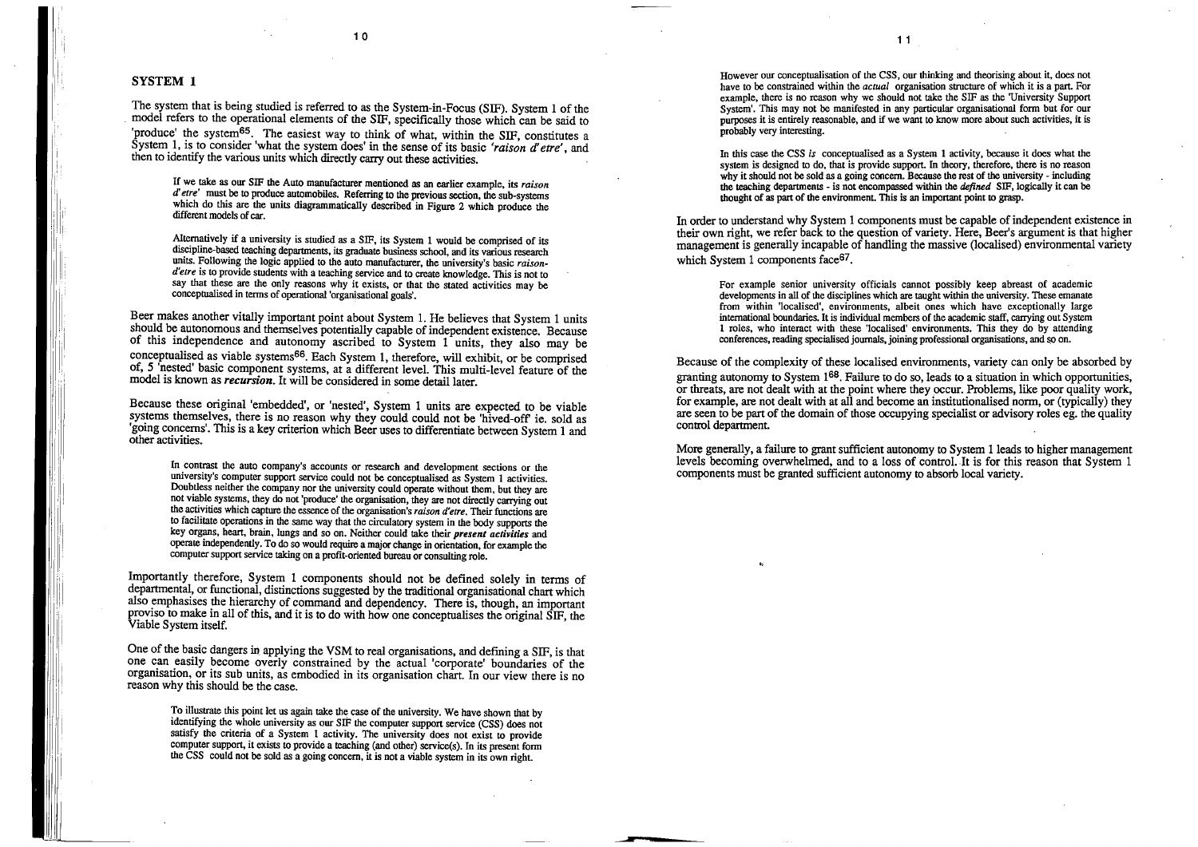## SYSTEM 1

The system that is being studied is referred to as the System-in-Focus (SIF). System 1 of the model refers to the operational elements of the SIF, specifically those which can be said to 'produce' the system[65]. The easiest way to think of what, within the SIF, constitutes a System 1, is to consider 'what the system does' in the sense of its basic *'raison d'etre'*, and then to identify the various units which directly carry out these activities.

> If we take as our SIF the Auto manufacturer mentioned as an earlier example, its *raison d'etre'* must be to produce automobiles. Referring to the previous section, the sub-systems which do this are the units diagrammatically described in Figure 2 which produce the different models of car.
>
> Alternatively if a university is studied as a SIF, its System 1 would be comprised of its discipline-based teaching departments, its graduate business school, and its various research units. Following the logic applied to the auto manufacturer, the university's basic *raison-d'etre* is to provide students with a teaching service and to create knowledge. This is not to say that these are the only reasons why it exists, or that the stated activities may be conceptualised in terms of operational 'organisational goals'.

Beer makes another vitally important point about System 1. He believes that System 1 units should be autonomous and themselves potentially capable of independent existence. Because of this independence and autonomy ascribed to System 1 units, they also may be conceptualised as viable systems[66]. Each System 1, therefore, will exhibit, or be comprised of, 5 'nested' basic component systems, at a different level. This multi-level feature of the model is known as ***recursion.*** It will be considered in some detail later.

Because these original 'embedded', or 'nested', System 1 units are expected to be viable systems themselves, there is no reason why they could could not be 'hived-off' ie. sold as 'going concerns'. This is a key criterion which Beer uses to differentiate between System 1 and other activities.

> In contrast the auto company's accounts or research and development sections or the university's computer support service could not be conceptualised as System 1 activities. Doubtless neither the company nor the university could operate without them, but they are not viable systems, they do not 'produce' the organisation, they are not directly carrying out the activities which capture the essence of the organisation's *raison d'etre*. Their functions are to facilitate operations in the same way that the circulatory system in the body supports the key organs, heart, brain, lungs and so on. Neither could take their ***present activities*** and operate independently. To do so would require a major change in orientation, for example the computer support service taking on a profit-oriented bureau or consulting role.

Importantly therefore, System 1 components should not be defined solely in terms of departmental, or functional, distinctions suggested by the traditional organisational chart which also emphasises the hierarchy of command and dependency. There is, though, an important proviso to make in all of this, and it is to do with how one conceptualises the original SIF, the Viable System itself.

One of the basic dangers in applying the VSM to real organisations, and defining a SIF, is that one can easily become overly constrained by the actual 'corporate' boundaries of the organisation, or its sub units, as embodied in its organisation chart. In our view there is no reason why this should be the case.

> To illustrate this point let us again take the case of the university. We have shown that by identifying the whole university as our SIF the computer support service (CSS) does not satisfy the criteria of a System 1 activity. The university does not exist to provide computer support, it exists to provide a teaching (and other) service(s). In its present form the CSS could not be sold as a going concern, it is not a viable system in its own right.
>
> However our conceptualisation of the CSS, our thinking and theorising about it, does not have to be constrained within the *actual* organisation structure of which it is a part. For example, there is no reason why we should not take the SIF as the 'University Support System'. This may not be manifested in any particular organisational form but for our purposes it is entirely reasonable, and if we want to know more about such activities, it is probably very interesting.
>
> In this case the CSS *is* conceptualised as a System 1 activity, because it does what the system is designed to do, that is provide support. In theory, therefore, there is no reason why it should not be sold as a going concern. Because the rest of the university - including the teaching departments - is not encompassed within the ***defined*** SIF, logically it can be thought of as part of the environment. This is an important point to grasp.

In order to understand why System 1 components must be capable of independent existence in their own right, we refer back to the question of variety. Here, Beer's argument is that higher management is generally incapable of handling the massive (localised) environmental variety which System 1 components face[67].

> For example senior university officials cannot possibly keep abreast of academic developments in all of the disciplines which are taught within the university. These emanate from within 'localised', environments, albeit ones which have exceptionally large international boundaries. It is individual members of the academic staff, carrying out System 1 roles, who interact with these 'localised' environments. This they do by attending conferences, reading specialised journals, joining professional organisations, and so on.

Because of the complexity of these localised environments, variety can only be absorbed by granting autonomy to System 1[68]. Failure to do so, leads to a situation in which opportunities, or threats, are not dealt with at the point where they occur. Problems, like poor quality work, for example, are not dealt with at all and become an institutionalised norm, or (typically) they are seen to be part of the domain of those occupying specialist or advisory roles eg. the quality control department.

More generally, a failure to grant sufficient autonomy to System 1 leads to higher management levels becoming overwhelmed, and to a loss of control. It is for this reason that System 1 components must be granted sufficient autonomy to absorb local variety.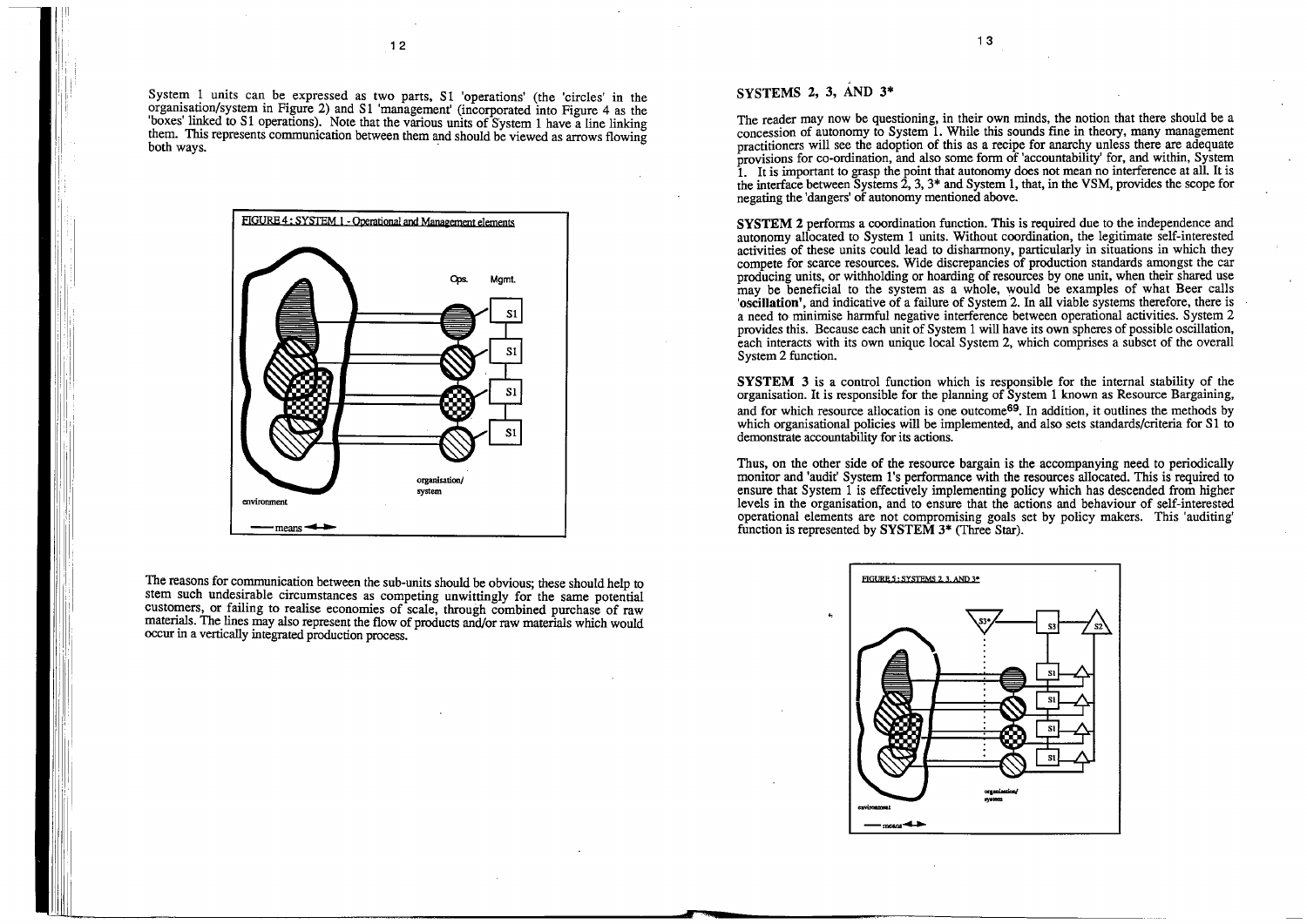System 1 units can be expressed as two parts, S1 'operations' (the 'circles' in the organisation/system in Figure 2) and S1 'management' (incorporated into Figure 4 as the 'boxes' linked to S1 operations). Note that the various units of System 1 have a line linking them. This represents communication between them and should be viewed as arrows flowing both ways.

FIGURE 4 : SYSTEM 1 - Operational and Management elements

The reasons for communication between the sub-units should be obvious; these should help to stem such undesirable circumstances as competing unwittingly for the same potential customers, or failing to realise economies of scale, through combined purchase of raw materials. The lines may also represent the flow of products and/or raw materials which would occur in a vertically integrated production process.

## SYSTEMS 2, 3, AND 3*

The reader may now be questioning, in their own minds, the notion that there should be a concession of autonomy to System 1. While this sounds fine in theory, many management practitioners will see the adoption of this as a recipe for anarchy unless there are adequate provisions for co-ordination, and also some form of 'accountability' for, and within, System 1. It is important to grasp the point that autonomy does not mean no interference at all. It is the interface between Systems 2, 3, 3* and System 1, that, in the VSM, provides the scope for negating the 'dangers' of autonomy mentioned above.

**SYSTEM 2** performs a coordination function. This is required due to the independence and autonomy allocated to System 1 units. Without coordination, the legitimate self-interested activities of these units could lead to disharmony, particularly in situations in which they compete for scarce resources. Wide discrepancies of production standards amongst the car producing units, or withholding or hoarding of resources by one unit, when their shared use may be beneficial to the system as a whole, would be examples of what Beer calls **'oscillation'**, and indicative of a failure of System 2. In all viable systems therefore, there is a need to minimise harmful negative interference between operational activities. System 2 provides this. Because each unit of System 1 will have its own spheres of possible oscillation, each interacts with its own unique local System 2, which comprises a subset of the overall System 2 function.

**SYSTEM 3** is a control function which is responsible for the internal stability of the organisation. It is responsible for the planning of System 1 known as Resource Bargaining, and for which resource allocation is one outcome[69]. In addition, it outlines the methods by which organisational policies will be implemented, and also sets standards/criteria for S1 to demonstrate accountability for its actions.

Thus, on the other side of the resource bargain is the accompanying need to periodically monitor and 'audit' System 1's performance with the resources allocated. This is required to ensure that System 1 is effectively implementing policy which has descended from higher levels in the organisation, and to ensure that the actions and behaviour of self-interested operational elements are not compromising goals set by policy makers. This 'auditing' function is represented by **SYSTEM 3*** (Three Star).

FIGURE 5 : SYSTEMS 2, 3, AND 3*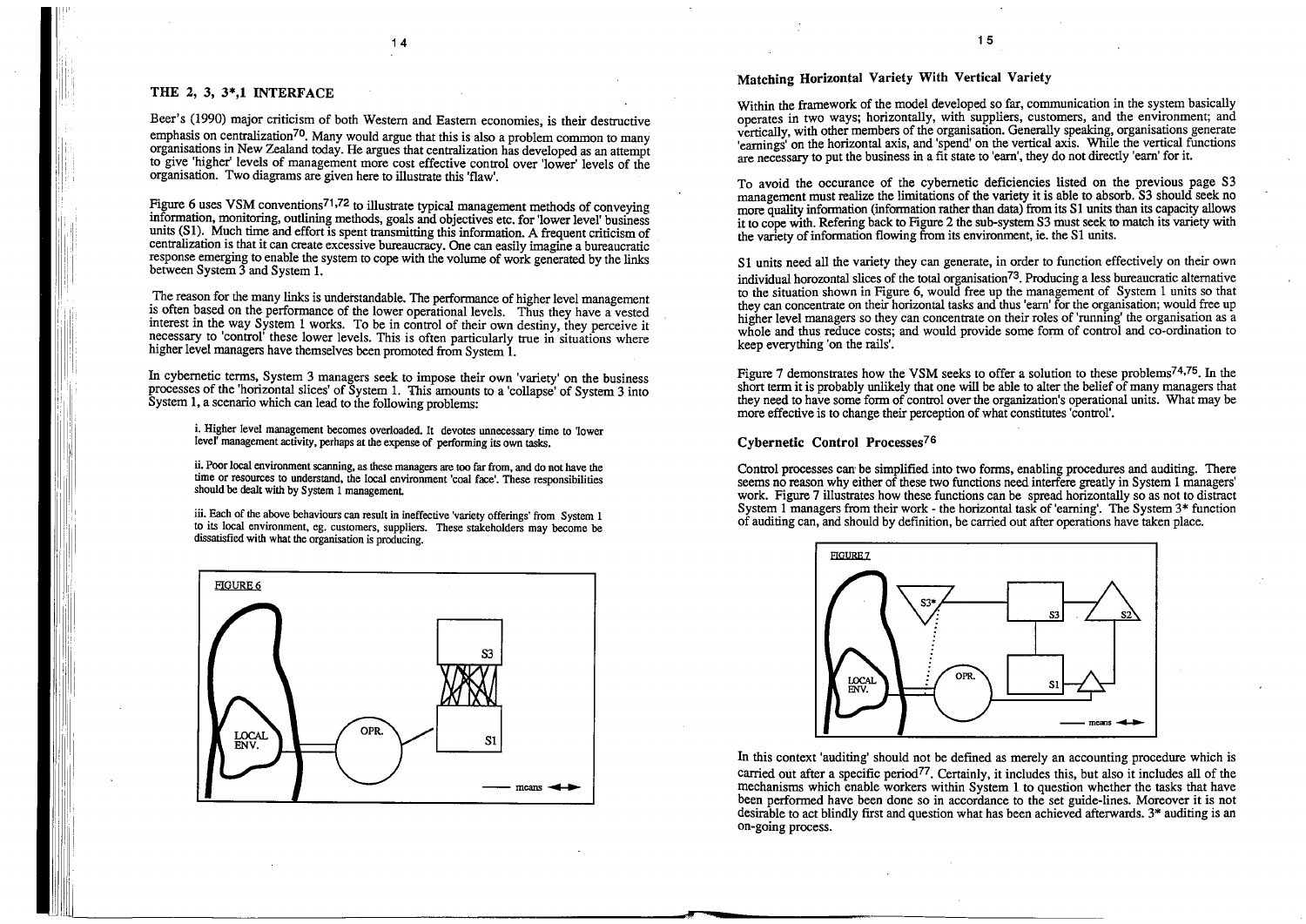## THE 2, 3, 3*,1 INTERFACE

Beer's (1990) major criticism of both Western and Eastern economies, is their destructive emphasis on centralization[70]. Many would argue that this is also a problem common to many organisations in New Zealand today. He argues that centralization has developed as an attempt to give 'higher' levels of management more cost effective control over 'lower' levels of the organisation. Two diagrams are given here to illustrate this 'flaw'.

Figure 6 uses VSM conventions[71,72] to illustrate typical management methods of conveying information, monitoring, outlining methods, goals and objectives etc. for 'lower level' business units (S1). Much time and effort is spent transmitting this information. A frequent criticism of centralization is that it can create excessive bureaucracy. One can easily imagine a bureaucratic response emerging to enable the system to cope with the volume of work generated by the links between System 3 and System 1.

The reason for the many links is understandable. The performance of higher level management is often based on the performance of the lower operational levels. Thus they have a vested interest in the way System 1 works. To be in control of their own destiny, they perceive it necessary to 'control' these lower levels. This is often particularly true in situations where higher level managers have themselves been promoted from System 1.

In cybernetic terms, System 3 managers seek to impose their own 'variety' on the business processes of the 'horizontal slices' of System 1. This amounts to a 'collapse' of System 3 into System 1, a scenario which can lead to the following problems:

> i. Higher level management becomes overloaded. It devotes unnecessary time to 'lower level' management activity, perhaps at the expense of performing its own tasks.
>
> ii. Poor local environment scanning, as these managers are too far from, and do not have the time or resources to understand, the local environment 'coal face'. These responsibilities should be dealt with by System 1 management.
>
> iii. Each of the above behaviours can result in ineffective 'variety offerings' from System 1 to its local environment, eg. customers, suppliers. These stakeholders may become be dissatisfied with what the organisation is producing.

FIGURE 6

### Matching Horizontal Variety With Vertical Variety

Within the framework of the model developed so far, communication in the system basically operates in two ways; horizontally, with suppliers, customers, and the environment; and vertically, with other members of the organisation. Generally speaking, organisations generate 'earnings' on the horizontal axis, and 'spend' on the vertical axis. While the vertical functions are necessary to put the business in a fit state to 'earn', they do not directly 'earn' for it.

To avoid the occurance of the cybernetic deficiencies listed on the previous page S3 management must realize the limitations of the variety it is able to absorb. S3 should seek no more quality information (information rather than data) from its S1 units than its capacity allows it to cope with. Refering back to Figure 2 the sub-system S3 must seek to match its variety with the variety of information flowing from its environment, ie. the S1 units.

S1 units need all the variety they can generate, in order to function effectively on their own individual horizontal slices of the total organisation[73]. Producing a less bureaucratic alternative to the situation shown in Figure 6, would free up the management of System 1 units so that they can concentrate on their horizontal tasks and thus 'earn' for the organisation; would free up higher level managers so they can concentrate on their roles of 'running' the organisation as a whole and thus reduce costs; and would provide some form of control and co-ordination to keep everything 'on the rails'.

Figure 7 demonstrates how the VSM seeks to offer a solution to these problems[74,75]. In the short term it is probably unlikely that one will be able to alter the belief of many managers that they need to have some form of control over the organization's operational units. What may be more effective is to change their perception of what constitutes 'control'.

### Cybernetic Control Processes[76]

Control processes can be simplified into two forms, enabling procedures and auditing. There seems no reason why either of these two functions need interfere greatly in System 1 managers' work. Figure 7 illustrates how these functions can be spread horizontally so as not to distract System 1 managers from their work - the horizontal task of 'earning'. The System 3* function of auditing can, and should by definition, be carried out after operations have taken place.

FIGURE 7

In this context 'auditing' should not be defined as merely an accounting procedure which is carried out after a specific period[77]. Certainly, it includes this, but also it includes all of the mechanisms which enable workers within System 1 to question whether the tasks that have been performed have been done so in accordance to the set guide-lines. Moreover it is not desirable to act blindly first and question what has been achieved afterwards. 3* auditing is an on-going process.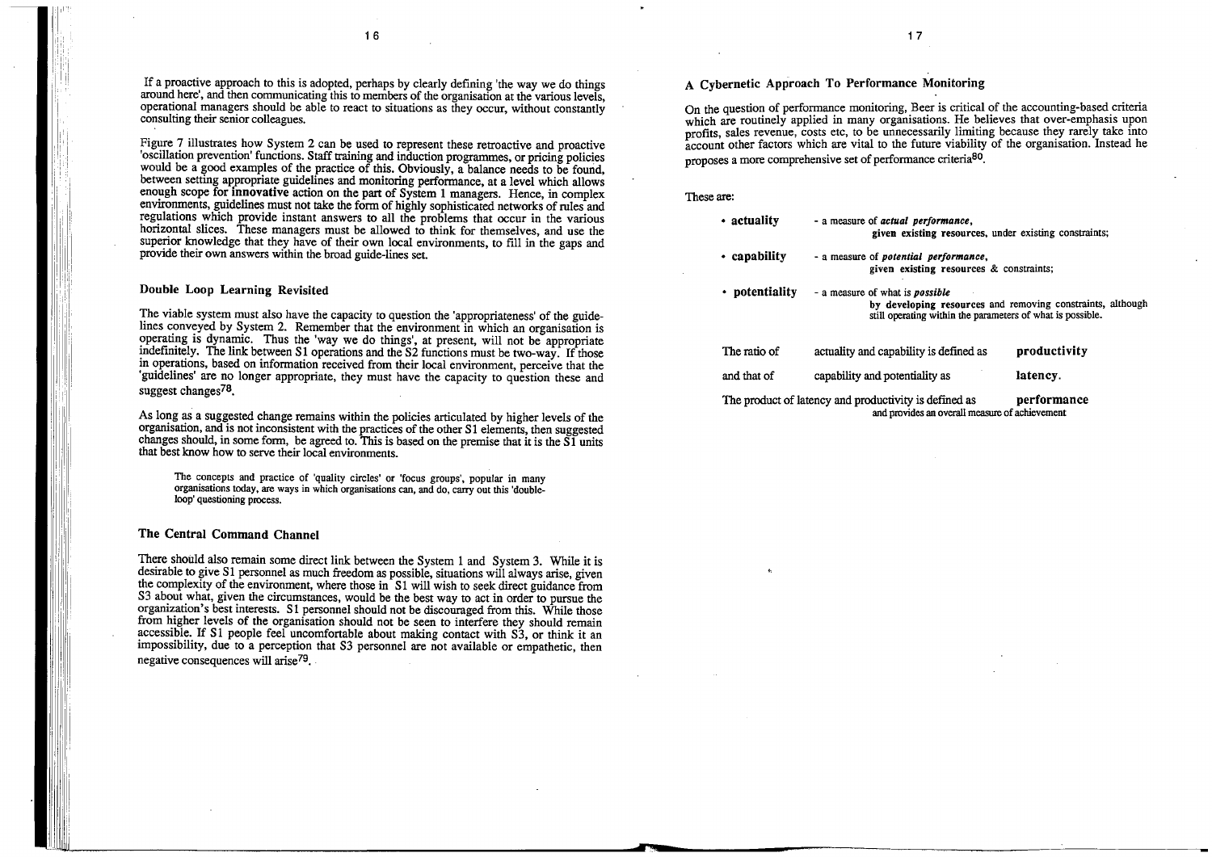If a proactive approach to this is adopted, perhaps by clearly defining 'the way we do things around here', and then communicating this to members of the organisation at the various levels, operational managers should be able to react to situations as they occur, without constantly consulting their senior colleagues.

Figure 7 illustrates how System 2 can be used to represent these retroactive and proactive 'oscillation prevention' functions. Staff training and induction programmes, or pricing policies would be a good examples of the practice of this. Obviously, a balance needs to be found, between setting appropriate guidelines and monitoring performance, at a level which allows enough scope for **innovative** action on the part of System 1 managers. Hence, in complex environments, guidelines must not take the form of highly sophisticated networks of rules and regulations which provide instant answers to all the problems that occur in the various horizontal slices. These managers must be allowed to think for themselves, and use the superior knowledge that they have of their own local environments, to fill in the gaps and provide their own answers within the broad guide-lines set.

### Double Loop Learning Revisited

The viable system must also have the capacity to question the 'appropriateness' of the guidelines conveyed by System 2. Remember that the environment in which an organisation is operating is dynamic. Thus the 'way we do things', at present, will not be appropriate indefinitely. The link between S1 operations and the S2 functions must be two-way. If those in operations, based on information received from their local environment, perceive that the 'guidelines' are no longer appropriate, they must have the capacity to question these and suggest changes[78].

As long as a suggested change remains within the policies articulated by higher levels of the organisation, and is not inconsistent with the practices of the other S1 elements, then suggested changes should, in some form, be agreed to. This is based on the premise that it is the S1 units that best know how to serve their local environments.

> The concepts and practice of 'quality circles' or 'focus groups', popular in many organisations today, are ways in which organisations can, and do, carry out this 'double-loop' questioning process.

### The Central Command Channel

There should also remain some direct link between the System 1 and System 3. While it is desirable to give S1 personnel as much freedom as possible, situations will always arise, given the complexity of the environment, where those in S1 will wish to seek direct guidance from S3 about what, given the circumstances, would be the best way to act in order to pursue the organization's best interests. S1 personnel should not be discouraged from this. While those from higher levels of the organisation should not be seen to interfere they should remain accessible. If S1 people feel uncomfortable about making contact with S3, or think it an impossibility, due to a perception that S3 personnel are not available or empathetic, then negative consequences will arise[79].

### A Cybernetic Approach To Performance Monitoring

On the question of performance monitoring, Beer is critical of the accounting-based criteria which are routinely applied in many organisations. He believes that over-emphasis upon profits, sales revenue, costs etc, to be unnecessarily limiting because they rarely take into account other factors which are vital to the future viability of the organisation. Instead he proposes a more comprehensive set of performance criteria[80].

These are:

- **actuality** - a measure of ***actual performance***, **given existing resources**, under existing constraints;
- **capability** - a measure of ***potential performance***, **given existing resources** & constraints;
- **potentiality** - a measure of what is ***possible*** **by developing resources** and removing constraints, although still operating within the parameters of what is possible.

| | | |
|---|---|---|
| The ratio of | actuality and capability is defined as | **productivity** |
| and that of | capability and potentiality as | **latency.** |
| The product of latency and productivity is defined as | | **performance** |

and provides an overall measure of achievement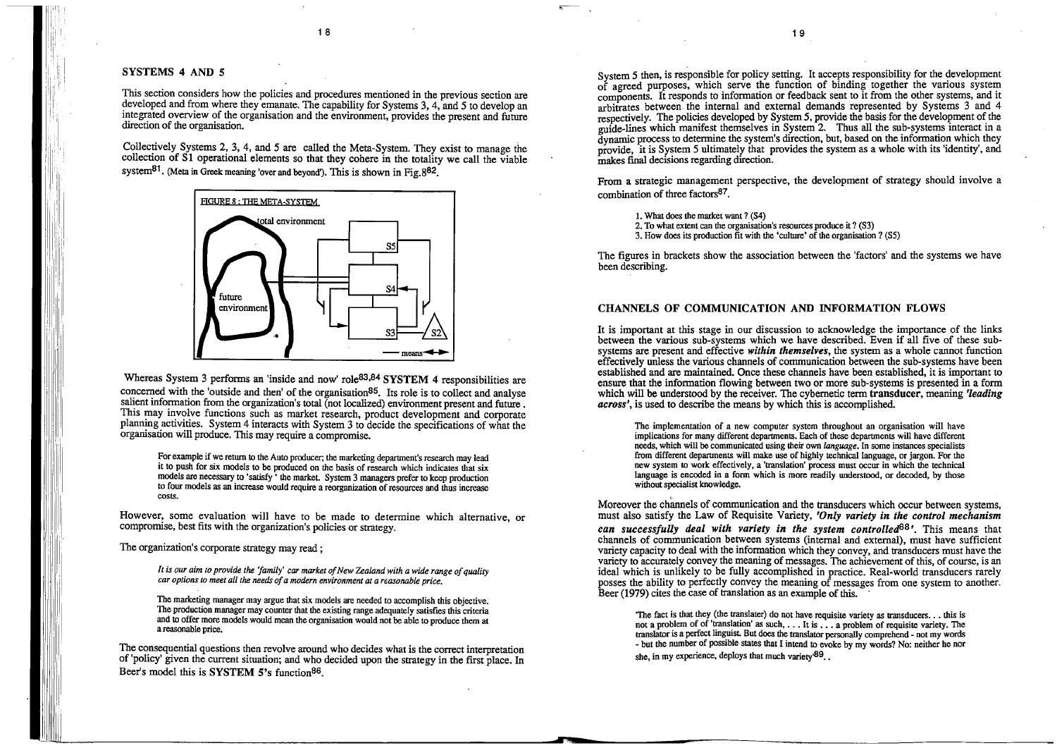## SYSTEMS 4 AND 5

This section considers how the policies and procedures mentioned in the previous section are developed and from where they emanate. The capability for Systems 3, 4, and 5 to develop an integrated overview of the organisation and the environment, provides the present and future direction of the organisation.

Collectively Systems 2, 3, 4, and 5 are called the Meta-System. They exist to manage the collection of S1 operational elements so that they cohere in the totality we call the viable system[81]. (Meta in Greek meaning 'over and beyond'). This is shown in Fig.8[82].

FIGURE 8 : THE META-SYSTEM

Whereas System 3 performs an 'inside and now' role[83,84] **SYSTEM 4** responsibilities are concerned with the 'outside and then' of the organisation[85]. Its role is to collect and analyse salient information from the organization's total (not localized) environment present and future. This may involve functions such as market research, product development and corporate planning activities. System 4 interacts with System 3 to decide the specifications of what the organisation will produce. This may require a compromise.

> For example if we return to the Auto producer; the marketing department's research may lead it to push for six models to be produced on the basis of research which indicates that six models are necessary to 'satisfy ' the market. System 3 managers prefer to keep production to four models as an increase would require a reorganization of resources and thus increase costs.

However, some evaluation will have to be made to determine which alternative, or compromise, best fits with the organization's policies or strategy.

The organization's corporate strategy may read ;

> *It is our aim to provide the 'family' car market of New Zealand with a wide range of quality car options to meet all the needs of a modern environment at a reasonable price.*
>
> The marketing manager may argue that six models are needed to accomplish this objective. The production manager may counter that the existing range adequately satisfies this criteria and to offer more models would mean the organisation would not be able to produce them at a reasonable price.

The consequential questions then revolve around who decides what is the correct interpretation of 'policy' given the current situation; and who decided upon the strategy in the first place. In Beer's model this is **SYSTEM 5**'s function[86].

System 5 then, is responsible for policy setting. It accepts responsibility for the development of agreed purposes, which serve the function of binding together the various system components. It responds to information or feedback sent to it from the other systems, and it arbitrates between the internal and external demands represented by Systems 3 and 4 respectively. The policies developed by System 5, provide the basis for the development of the guide-lines which manifest themselves in System 2. Thus all the sub-systems interact in a dynamic process to determine the system's direction, but, based on the information which they provide, it is System 5 ultimately that provides the system as a whole with its 'identity', and makes final decisions regarding direction.

From a strategic management perspective, the development of strategy should involve a combination of three factors[87].

> 1. What does the market want ? (S4)
> 2. To what extent can the organisation's resources produce it ? (S3)
> 3. How does its production fit with the 'culture' of the organisation ? (S5)

The figures in brackets show the association between the 'factors' and the systems we have been describing.

## CHANNELS OF COMMUNICATION AND INFORMATION FLOWS

It is important at this stage in our discussion to acknowledge the importance of the links between the various sub-systems which we have described. Even if all five of these sub-systems are present and effective ***within themselves***, the system as a whole cannot function effectively unless the various channels of communication between the sub-systems have been established and are maintained. Once these channels have been established, it is important to ensure that the information flowing between two or more sub-systems is presented in a form which will be understood by the receiver. The cybernetic term **transducer**, meaning ***'leading across'***, is used to describe the means by which this is accomplished.

> The implementation of a new computer system throughout an organisation will have implications for many different departments. Each of these departments will have different needs, which will be communicated using their own *language*. In some instances specialists from different departments will make use of highly technical language, or jargon. For the new system to work effectively, a 'translation' process must occur in which the technical language is encoded in a form which is more readily understood, or decoded, by those without specialist knowledge.

Moreover the channels of communication and the transducers which occur between systems, must also satisfy the Law of Requisite Variety, ***'Only variety in the control mechanism can successfully deal with variety in the system controlled***[88]***'***. This means that channels of communication between systems (internal and external), must have sufficient variety capacity to deal with the information which they convey, and transducers must have the variety to accurately convey the meaning of messages. The achievement of this, of course, is an ideal which is unlikely to be fully accomplished in practice. Real-world transducers rarely posses the ability to perfectly convey the meaning of messages from one system to another. Beer (1979) cites the case of translation as an example of this.

> 'The fact is that they (the translater) do not have requisite variety as transducers. . . this is not a problem of of 'translation' as such, . . . It is . . . a problem of requisite variety. The translator is a perfect linguist. But does the translator personally comprehend - not my words - but the number of possible states that I intend to evoke by my words? No: neither he nor she, in my experience, deploys that much variety'[89].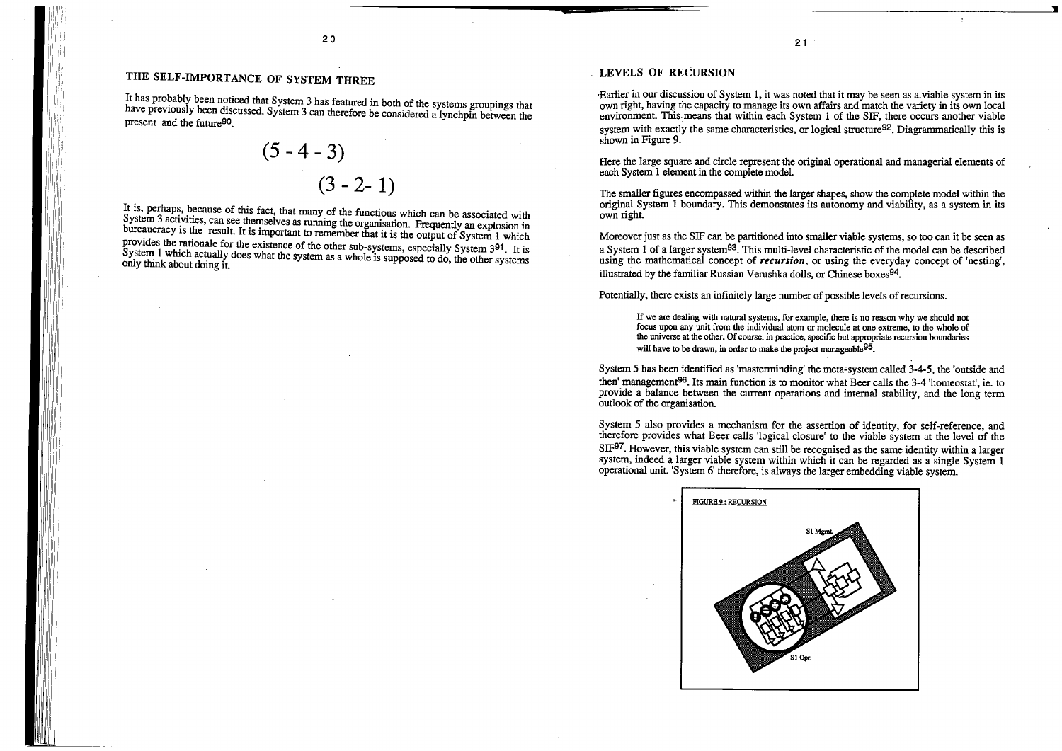## THE SELF-IMPORTANCE OF SYSTEM THREE

It has probably been noticed that System 3 has featured in both of the systems groupings that have previously been discussed. System 3 can therefore be considered a lynchpin between the present and the future[90].

$$(5 - 4 - 3)$$

$$(3 - 2 - 1)$$

It is, perhaps, because of this fact, that many of the functions which can be associated with System 3 activities, can see themselves as running the organisation. Frequently an explosion in bureaucracy is the result. It is important to remember that it is the output of System 1 which provides the rationale for the existence of the other sub-systems, especially System 3[91]. It is System 1 which actually does what the system as a whole is supposed to do, the other systems only think about doing it.

## LEVELS OF RECURSION

Earlier in our discussion of System 1, it was noted that it may be seen as a viable system in its own right, having the capacity to manage its own affairs and match the variety in its own local environment. This means that within each System 1 of the SIF, there occurs another viable system with exactly the same characteristics, or logical structure[92]. Diagrammatically this is shown in Figure 9.

Here the large square and circle represent the original operational and managerial elements of each System 1 element in the complete model.

The smaller figures encompassed within the larger shapes, show the complete model within the original System 1 boundary. This demonstates its autonomy and viability, as a system in its own right.

Moreover just as the SIF can be partitioned into smaller viable systems, so too can it be seen as a System 1 of a larger system[93]. This multi-level characteristic of the model can be described using the mathematical concept of ***recursion***, or using the everyday concept of 'nesting', illustrated by the familiar Russian Verushka dolls, or Chinese boxes[94].

Potentially, there exists an infinitely large number of possible levels of recursions.

> If we are dealing with natural systems, for example, there is no reason why we should not focus upon any unit from the individual atom or molecule at one extreme, to the whole of the universe at the other. Of course, in practice, specific but appropriate recursion boundaries will have to be drawn, in order to make the project manageable[95].

System 5 has been identified as 'masterminding' the meta-system called 3-4-5, the 'outside and then' management[96]. Its main function is to monitor what Beer calls the 3-4 'homeostat', ie. to provide a balance between the current operations and internal stability, and the long term outlook of the organisation.

System 5 also provides a mechanism for the assertion of identity, for self-reference, and therefore provides what Beer calls 'logical closure' to the viable system at the level of the SIF[97]. However, this viable system can still be recognised as the same identity within a larger system, indeed a larger viable system within which it can be regarded as a single System 1 operational unit. 'System 6' therefore, is always the larger embedding viable system.

FIGURE 9: RECURSION

S1 Mgmt.

S1 Opr.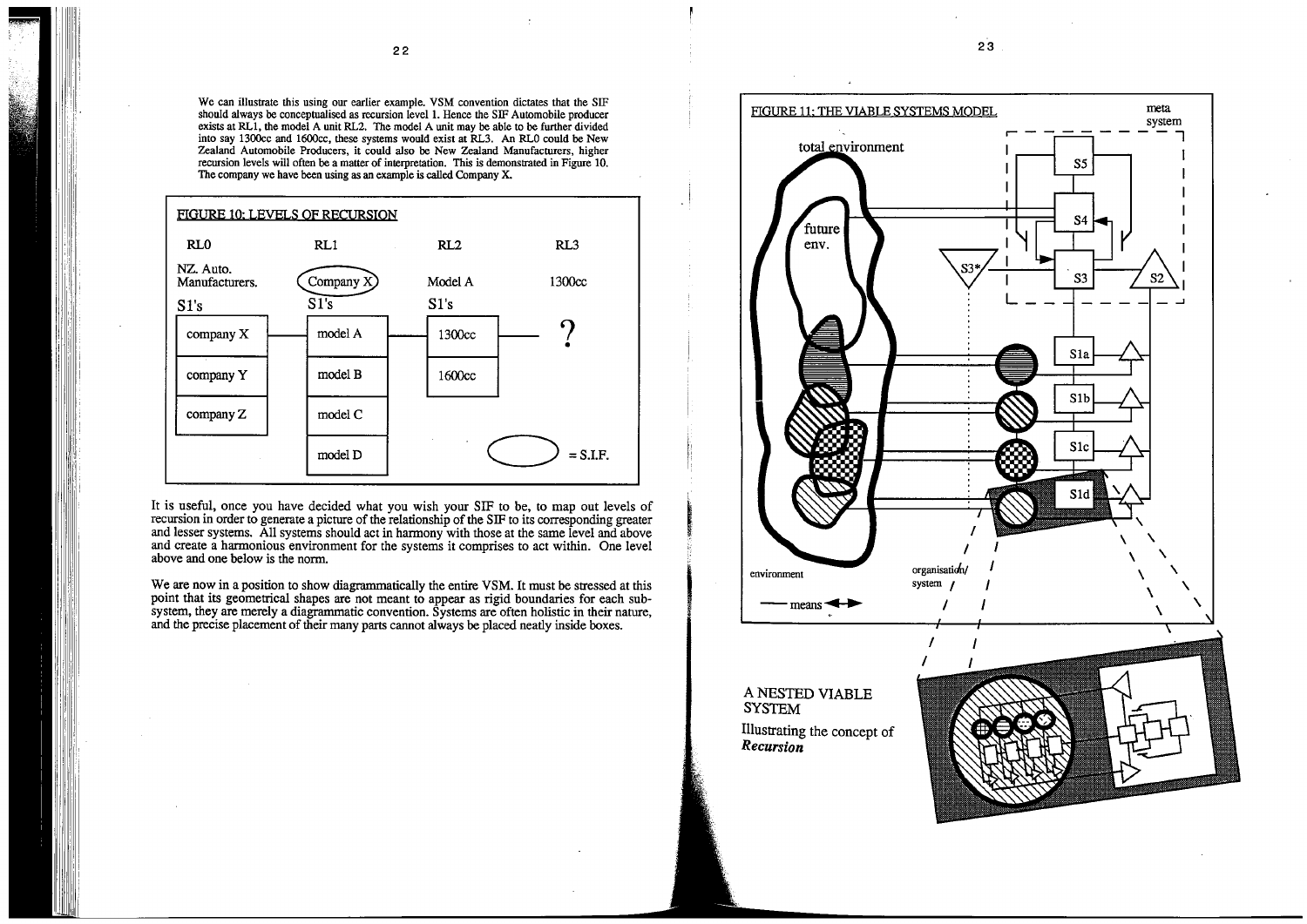We can illustrate this using our earlier example. VSM convention dictates that the SIF should always be conceptualised as recursion level 1. Hence the SIF Automobile producer exists at RL1, the model A unit RL2. The model A unit may be able to be further divided into say 1300cc and 1600cc, these systems would exist at RL3. An RL0 could be New Zealand Automobile Producers, it could also be New Zealand Manufacturers, higher recursion levels will often be a matter of interpretation. This is demonstrated in Figure 10. The company we have been using as an example is called Company X.

**FIGURE 10: LEVELS OF RECURSION**

| RL0 | RL1 | RL2 | RL3 |
|---|---|---|---|
| NZ. Auto. Manufacturers. | (Company X) | Model A | 1300cc |
| S1's | S1's | S1's | |
| company X | model A | 1300cc | ? |
| company Y | model B | 1600cc | |
| company Z | model C | | |
| | model D | | |

(oval) = S.I.F.

It is useful, once you have decided what you wish your SIF to be, to map out levels of recursion in order to generate a picture of the relationship of the SIF to its corresponding greater and lesser systems. All systems should act in harmony with those at the same level and above and create a harmonious environment for the systems it comprises to act within. One level above and one below is the norm.

We are now in a position to show diagrammatically the entire VSM. It must be stressed at this point that its geometrical shapes are not meant to appear as rigid boundaries for each sub-system, they are merely a diagrammatic convention. Systems are often holistic in their nature, and the precise placement of their many parts cannot always be placed neatly inside boxes.

**FIGURE 11: THE VIABLE SYSTEMS MODEL**

meta system

total environment

future env.

S5

S4

S3

S3*

S2

S1a

S1b

S1c

S1d

environment

organisation/ system

— means ◄►

A NESTED VIABLE SYSTEM

Illustrating the concept of ***Recursion***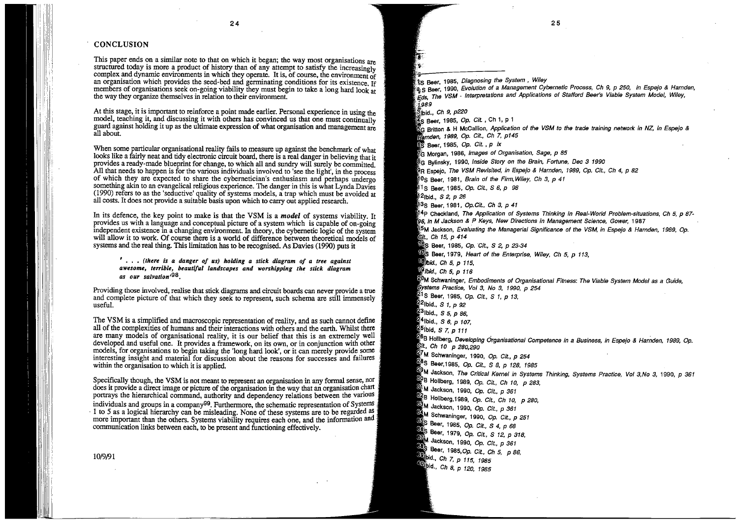## CONCLUSION

This paper ends on a similar note to that on which it began; the way most organisations are structured today is more a product of history than of any attempt to satisfy the increasingly complex and dynamic environments in which they operate. It is, of course, the environment of an organisation which provides the seed-bed and germinating conditions for its existence. If members of organisations seek on-going viability they must begin to take a long hard look at the way they organize themselves in relation to their environment.

At this stage, it is important to reinforce a point made earlier. Personal experience in using the model, teaching it, and discussing it with others has convinced us that one must continually guard against holding it up as the ultimate expression of what organisation and management are all about.

When some particular organisational reality fails to measure up against the benchmark of what looks like a fairly neat and tidy electronic circuit board, there is a real danger in believing that it provides a ready-made blueprint for change, to which all and sundry will surely be committed. All that needs to happen is for the various individuals involved to 'see the light', in the process of which they are expected to share the cybernetician's enthusiasm and perhaps undergo something akin to an evangelical religious experience. The danger in this is what Lynda Davies (1990) refers to as the 'seductive' quality of systems models, a trap which must be avoided at all costs. It does not provide a suitable basis upon which to carry out applied research.

In its defence, the key point to make is that the VSM is a ***model*** of systems viability. It provides us with a language and conceptual picture of a system which is capable of on-going independent existence in a changing environment. In theory, the cybernetic logic of the system will allow it to work. Of course there is a world of difference between theoretical models of systems and the real thing. This limitation has to be recognised. As Davies (1990) puts it

> ***' . . . (there is a danger of us) holding a stick diagram of a tree against awesome, terrible, beautiful landscapes and worshipping the stick diagram as our salvation'***[98].

Providing those involved, realise that stick diagrams and circuit boards can never provide a true and complete picture of that which they seek to represent, such schema are still immensely useful.

The VSM is a simplified and macroscopic representation of reality, and as such cannot define all of the complexities of humans and their interactions with others and the earth. Whilst there are many models of organisational reality, it is our belief that this is an extremely well developed and useful one. It provides a framework, on its own, or in conjunction with other models, for organisations to begin taking the 'long hard look', or it can merely provide some interesting insight and material for discussion about the reasons for successes and failures within the organisation to which it is applied.

Specifically though, the VSM is not meant to represent an organisation in any formal sense, nor does it provide a direct image or picture of the organisation in the way that an organisation chart portrays the hierarchical command, authority and dependency relations between the various individuals and groups in a company[99]. Furthermore, the schematic representation of Systems 1 to 5 as a logical hierarchy can be misleading. None of these systems are to be regarded as more important than the others. Systems viability requires each one, and the information and communication links between each, to be present and functioning effectively.

10/9/91

---

1. S Beer, 1985, *Diagnosing the System*, Wiley
2. S Beer, 1990, *Evolution of a Management Cybernetic Process, Ch 9, p 250, in Espejo & Harnden, Eds, The VSM - Interpretations and Applications of Stafford Beer's Viable System Model, Wiley, 1989*
3. Ibid., *Ch 9, p220*
4. S Beer, 1985, *Op. Cit.*, Ch 1, p 1
5. G Britton & H McCallion, *Application of the VSM to the trade training network in NZ, in Espejo & Harnden, 1989, Op. Cit., Ch 7, p145*
6. S Beer, 1985, *Op. Cit.*, *p ix*
7. G Morgan, 1986, *Images of Organisation, Sage, p 85*
8. G Bylinsky, 1990, *Inside Story on the Brain, Fortune, Dec 3 1990*
9. R Espejo, *The VSM Revisited, in Espejo & Harnden, 1989, Op. Cit., Ch 4, p 82*
10. S Beer, 1981, *Brain of the Firm,Wiley, Ch 3, p 41*
11. S Beer, 1985, *Op. Cit., S 6, p 98*
12. Ibid., *S 2, p 26*
13. S Beer, 1981, *Op.Cit., Ch 3, p 41*
14. P Checkland, *The Application of Systems Thinking in Real-World Problem-situations, Ch 5, p 87-96, in M Jackson & P Keys, New Directions in Management Science, Gower,* 1987
15. M Jackson, *Evaluating the Managerial Significance of the VSM, in Espejo & Harnden, 1989, Op. Cit., Ch 15, p 414*
16. S Beer, 1985, *Op. Cit., S 2, p 23-34*
17. S Beer, 1979, *Heart of the Enterprise, Wiley, Ch 5, p 113,*
18. *Ibid., Ch 5, p 115,*
19. *Ibid., Ch 5, p 116*
20. M Schwaninger, *Embodiments of Organisational Fitness: The Viable System Model as a Guide, Systems Practice, Vol 3, No 3, 1990, p 254*
21. S Beer, 1985, *Op. Cit., S 1, p 13,*
22. Ibid., *S 1, p 92*
23. Ibid., *S 5, p 86,*
24. Ibid., *S 6, p 107,*
25. Ibid, *S 7, p 111*
26. B Hollberg, *Developing Organisational Competence in a Business, in Espejo & Harnden, 1989, Op. Cit., Ch 10 p 280,290*
27. M Schwaninger, 1990, *Op. Cit., p 254*
28. S Beer,1985, *Op. Cit., S 8, p 128, 1985*
29. M Jackson, *The Critical Kernel in Systems Thinking, Systems Practice, Vol 3,No 3, 1990, p 361*
30. B Hollberg, 1989, *Op. Cit., Ch 10, p 283,*
31. M Jackson, 1990, *Op. Cit., p 361*
32. B Hollberg,1989, *Op. Cit., Ch 10, p 280,*
33. M Jackson, 1990, *Op. Cit., p 361*
34. M Schwaninger, 1990, *Op. Cit., p 251*
35. S Beer, 1985, *Op. Cit., S 4, p 68*
36. S Beer, 1979, *Op. Cit., S 12, p 318,*
37. M Jackson, 1990, *Op. Cit., p 361*
38. S Beer, 1985,*Op. Cit., Ch 5, p 86,*
39. Ibid., *Ch 7, p 115, 1985*
40. Ibid., *Ch 8, p 120, 1985*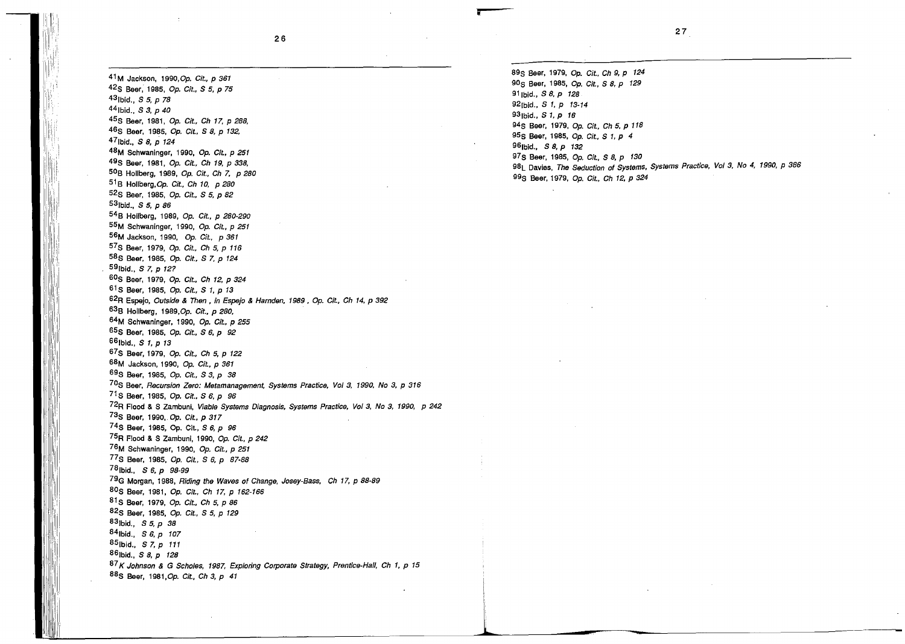[41]M Jackson, 1990, *Op. Cit., p 361*
[42]S Beer, 1985, *Op. Cit., S 5, p 75*
[43]Ibid., *S 5, p 78*
[44]Ibid., *S 3, p 40*
[45]S Beer, 1981, *Op. Cit., Ch 17, p 288,*
[46]S Beer, 1985, *Op. Cit., S 8, p 132,*
[47]Ibid., *S 8, p 124*
[48]M Schwaninger, 1990, *Op. Cit., p 251*
[49]S Beer, 1981, *Op. Cit., Ch 19, p 338,*
[50]B Hollberg, 1989, *Op. Cit., Ch 7, p 280*
[51]B Hollberg, *Op. Cit., Ch 10, p 280*
[52]S Beer, 1985, *Op. Cit., S 5, p 82*
[53]Ibid., *S 5, p 86*
[54]B Hollberg, 1989, *Op. Cit., p 280-290*
[55]M Schwaninger, 1990, *Op. Cit., p 251*
[56]M Jackson, 1990, *Op. Cit., p 361*
[57]S Beer, 1979, *Op. Cit., Ch 5, p 116*
[58]S Beer, 1985, *Op. Cit., S 7, p 124*
[59]Ibid., *S 7, p 127*
[60]S Beer, 1979, *Op. Cit., Ch 12, p 324*
[61]S Beer, 1985, *Op. Cit., S 1, p 13*
[62]R Espejo, *Outside & Then , in Espejo & Harnden, 1989 , Op. Cit., Ch 14, p 392*
[63]B Hollberg, 1989, *Op. Cit., p 280,*
[64]M Schwaninger, 1990, *Op. Cit., p 255*
[65]S Beer, 1985, *Op. Cit., S 6, p 92*
[66]Ibid., *S 1, p 13*
[67]S Beer, 1979, *Op. Cit., Ch 5, p 122*
[68]M Jackson, 1990, *Op. Cit., p 361*
[69]S Beer, 1985, *Op. Cit., S 3, p 38*
[70]S Beer, *Recursion Zero: Metamanagement, Systems Practice, Vol 3, 1990, No 3, p 316*
[71]S Beer, 1985, *Op. Cit., S 6, p 96*
[72]R Flood & S Zambuni, *Viable Systems Diagnosis, Systems Practice, Vol 3, No 3, 1990, p 242*
[73]S Beer, 1990, *Op. Cit., p 317*
[74]S Beer, 1985, Op. Cit., *S 6, p 96*
[75]R Flood & S Zambuni, 1990, *Op. Cit., p 242*
[76]M Schwaninger, 1990, *Op. Cit., p 251*
[77]S Beer, 1985, *Op. Cit., S 6, p 87-88*
[78]Ibid., *S 6, p 98-99*
[79]G Morgan, 1988, *Riding the Waves of Change, Josey-Bass, Ch 17, p 88-89*
[80]S Beer, 1981, *Op. Cit., Ch 17, p 162-166*
[81]S Beer, 1979, *Op. Cit., Ch 5, p 86*
[82]S Beer, 1985, *Op. Cit., S 5, p 129*
[83]Ibid., *S 5, p 38*
[84]Ibid., *S 6, p 107*
[85]Ibid., *S 7, p 111*
[86]Ibid., *S 8, p 128*
[87]*K Johnson & G Scholes, 1987, Exploring Corporate Strategy, Prentice-Hall, Ch 1, p 15*
[88]S Beer, 1981, *Op. Cit., Ch 3, p 41*
[89]S Beer, 1979, *Op. Cit., Ch 9, p 124*
[90]S Beer, 1985, *Op. Cit., S 8, p 129*
[91]Ibid., *S 8, p 128*
[92]Ibid., *S 1, p 13-14*
[93]Ibid., *S 1, p 16*
[94]S Beer, 1979, *Op. Cit., Ch 5, p 118*
[95]S Beer, 1985, *Op. Cit., S 1, p 4*
[96]Ibid., *S 8, p 132*
[97]S Beer, 1985, *Op. Cit., S 8, p 130*
[98]L Davies, *The Seduction of Systems, Systems Practice, Vol 3, No 4, 1990, p 386*
[99]S Beer, 1979, *Op. Cit., Ch 12, p 324*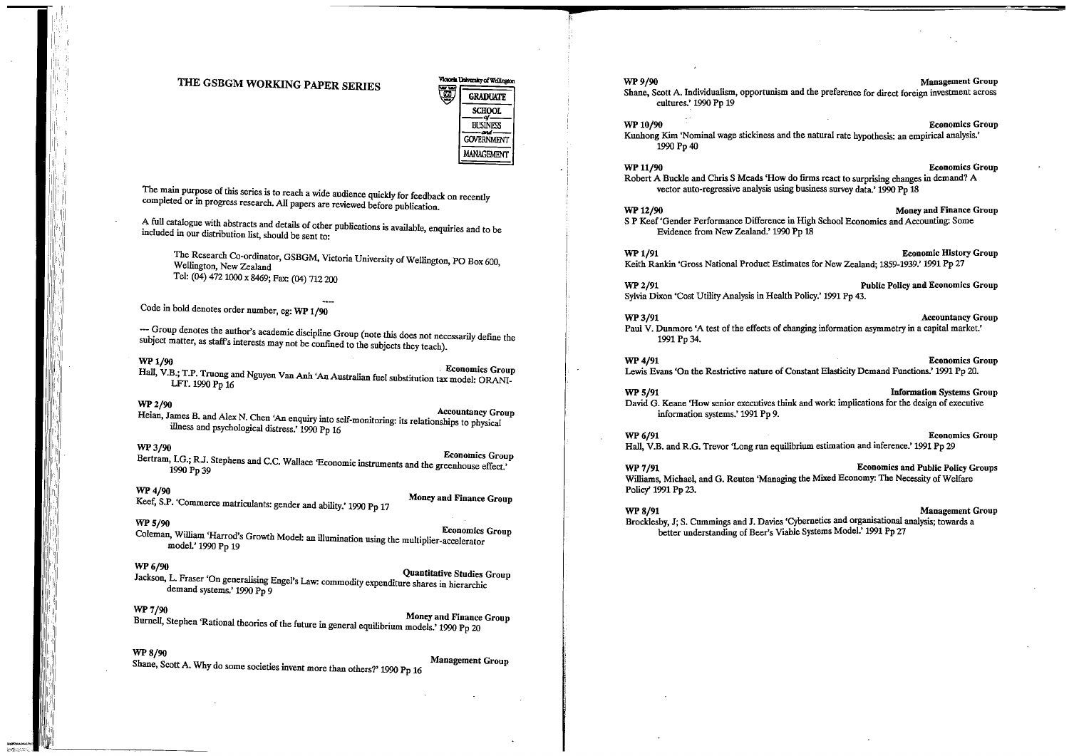# THE GSBGM WORKING PAPER SERIES

Victoria University of Wellington
GRADUATE SCHOOL of BUSINESS and GOVERNMENT MANAGEMENT

The main purpose of this series is to reach a wide audience quickly for feedback on recently completed or in progress research. All papers are reviewed before publication.

A full catalogue with abstracts and details of other publications is available, enquiries and to be included in our distribution list, should be sent to:

> The Research Co-ordinator, GSBGM, Victoria University of Wellington, PO Box 600, Wellington, New Zealand
> Tel: (04) 472 1000 x 8469; Fax: (04) 712 200

Code in bold denotes order number, eg: **WP 1/90**

--- Group denotes the author's academic discipline Group (note this does not necessarily define the subject matter, as staff's interests may not be confined to the subjects they teach).

**WP 1/90** — **Economics Group**
Hall, V.B.; T.P. Truong and Nguyen Van Anh 'An Australian fuel substitution tax model: ORANI-LFT. 1990 Pp 16

**WP 2/90** — **Accountancy Group**
Heian, James B. and Alex N. Chen 'An enquiry into self-monitoring: its relationships to physical illness and psychological distress.' 1990 Pp 16

**WP 3/90** — **Economics Group**
Bertram, I.G.; R.J. Stephens and C.C. Wallace 'Economic instruments and the greenhouse effect.' 1990 Pp 39

**WP 4/90** — **Money and Finance Group**
Keef, S.P. 'Commerce matriculants: gender and ability.' 1990 Pp 17

**WP 5/90** — **Economics Group**
Coleman, William 'Harrod's Growth Model: an illumination using the multiplier-accelerator model.' 1990 Pp 19

**WP 6/90** — **Quantitative Studies Group**
Jackson, L. Fraser 'On generalising Engel's Law: commodity expenditure shares in hierarchic demand systems.' 1990 Pp 9

**WP 7/90** — **Money and Finance Group**
Burnell, Stephen 'Rational theories of the future in general equilibrium models.' 1990 Pp 20

**WP 8/90** — **Management Group**
Shane, Scott A. Why do some societies invent more than others?' 1990 Pp 16

**WP 9/90** — **Management Group**
Shane, Scott A. Individualism, opportunism and the preference for direct foreign investment across cultures.' 1990 Pp 19

**WP 10/90** — **Economics Group**
Kunhong Kim 'Nominal wage stickiness and the natural rate hypothesis: an empirical analysis.' 1990 Pp 40

**WP 11/90** — **Economics Group**
Robert A Buckle and Chris S Meads 'How do firms react to surprising changes in demand? A vector auto-regressive analysis using business survey data.' 1990 Pp 18

**WP 12/90** — **Money and Finance Group**
S P Keef 'Gender Performance Difference in High School Economics and Accounting: Some Evidence from New Zealand.' 1990 Pp 18

**WP 1/91** — **Economic History Group**
Keith Rankin 'Gross National Product Estimates for New Zealand; 1859-1939.' 1991 Pp 27

**WP 2/91** — **Public Policy and Economics Group**
Sylvia Dixon 'Cost Utility Analysis in Health Policy.' 1991 Pp 43.

**WP 3/91** — **Accountancy Group**
Paul V. Dunmore 'A test of the effects of changing information asymmetry in a capital market.' 1991 Pp 34.

**WP 4/91** — **Economics Group**
Lewis Evans 'On the Restrictive nature of Constant Elasticity Demand Functions.' 1991 Pp 20.

**WP 5/91** — **Information Systems Group**
David G. Keane 'How senior executives think and work: implications for the design of executive information systems.' 1991 Pp 9.

**WP 6/91** — **Economics Group**
Hall, V.B. and R.G. Trevor 'Long run equilibrium estimation and inference.' 1991 Pp 29

**WP 7/91** — **Economics and Public Policy Groups**
Williams, Michael, and G. Reuten 'Managing the Mixed Economy: The Necessity of Welfare Policy' 1991 Pp 23.

**WP 8/91** — **Management Group**
Brocklesby, J; S. Cummings and J. Davies 'Cybernetics and organisational analysis; towards a better understanding of Beer's Viable Systems Model.' 1991 Pp 27